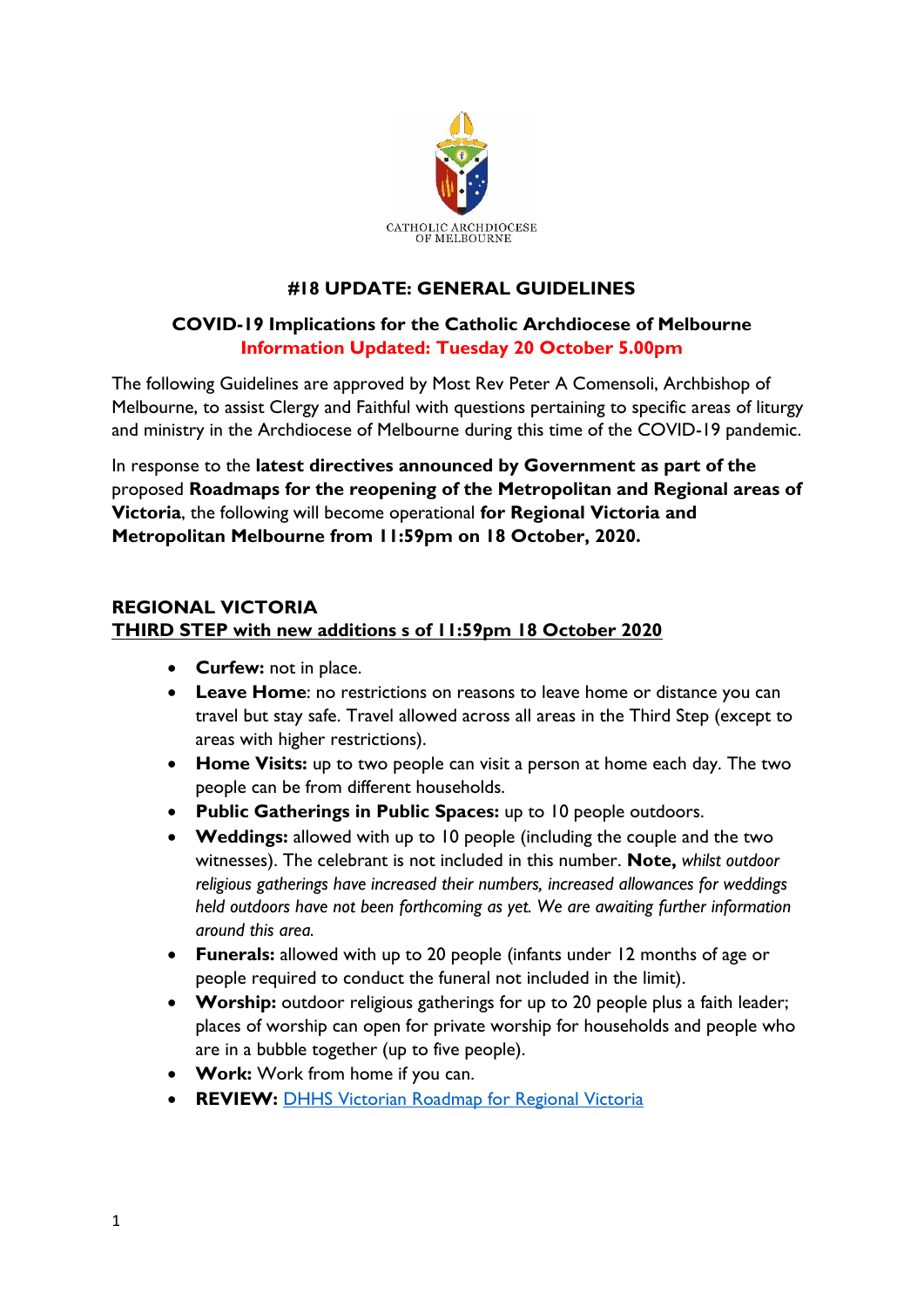CATHOLIC ARCHDIOCESE OF MELBOURNE

## #18 UPDATE: GENERAL GUIDELINES

### COVID-19 Implications for the Catholic Archdiocese of Melbourne

**Information Updated: Tuesday 20 October 5.00pm**

The following Guidelines are approved by Most Rev Peter A Comensoli, Archbishop of Melbourne, to assist Clergy and Faithful with questions pertaining to specific areas of liturgy and ministry in the Archdiocese of Melbourne during this time of the COVID-19 pandemic.

In response to the **latest directives announced by Government as part of the** proposed **Roadmaps for the reopening of the Metropolitan and Regional areas of Victoria**, the following will become operational **for Regional Victoria and Metropolitan Melbourne from 11:59pm on 18 October, 2020.**

### REGIONAL VICTORIA

**THIRD STEP with new additions s of 11:59pm 18 October 2020**

- **Curfew:** not in place.
- **Leave Home**: no restrictions on reasons to leave home or distance you can travel but stay safe. Travel allowed across all areas in the Third Step (except to areas with higher restrictions).
- **Home Visits:** up to two people can visit a person at home each day. The two people can be from different households.
- **Public Gatherings in Public Spaces:** up to 10 people outdoors.
- **Weddings:** allowed with up to 10 people (including the couple and the two witnesses). The celebrant is not included in this number. **Note,** *whilst outdoor religious gatherings have increased their numbers, increased allowances for weddings held outdoors have not been forthcoming as yet. We are awaiting further information around this area.*
- **Funerals:** allowed with up to 20 people (infants under 12 months of age or people required to conduct the funeral not included in the limit).
- **Worship:** outdoor religious gatherings for up to 20 people plus a faith leader; places of worship can open for private worship for households and people who are in a bubble together (up to five people).
- **Work:** Work from home if you can.
- **REVIEW:** [DHHS Victorian Roadmap for Regional Victoria]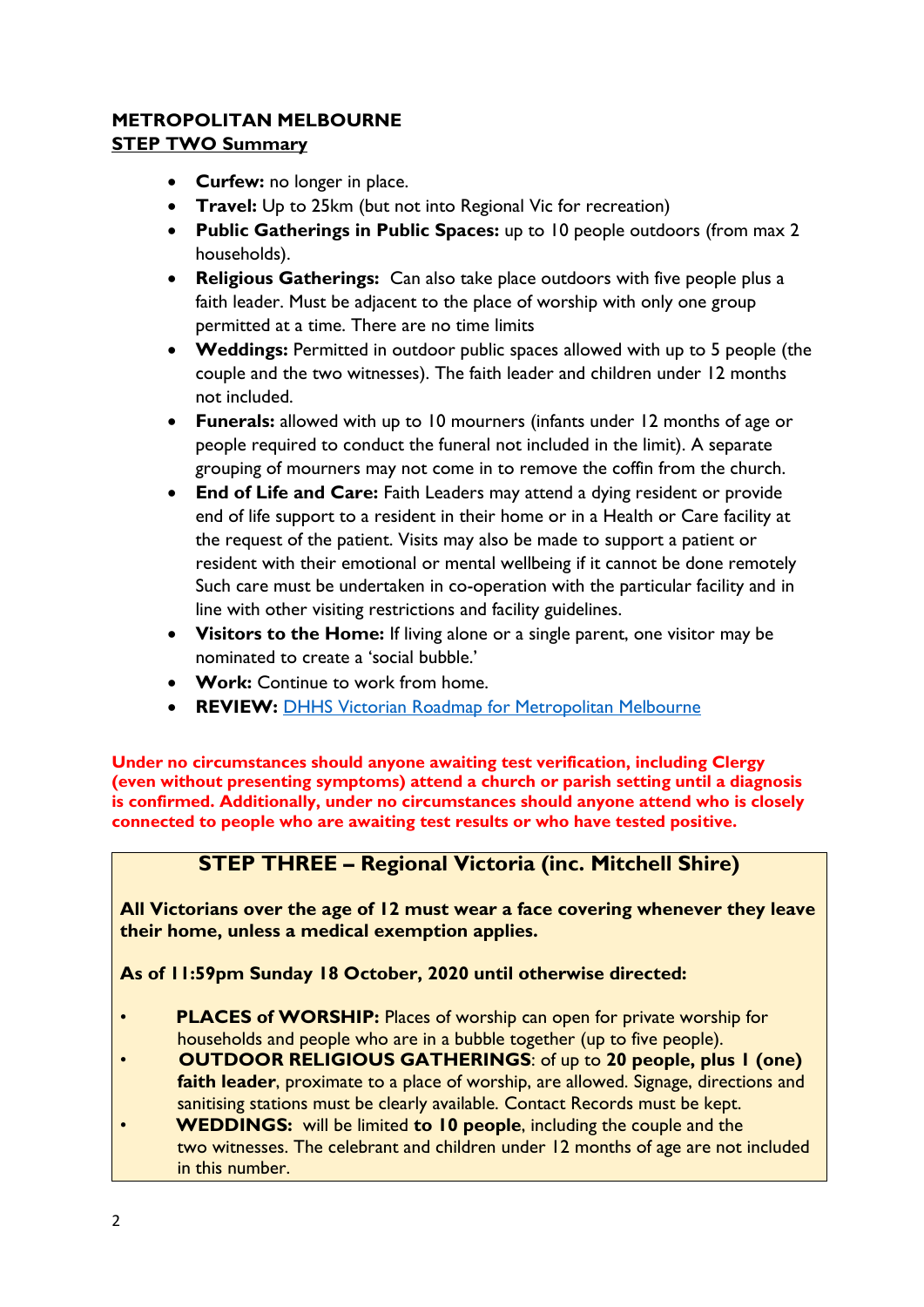**METROPOLITAN MELBOURNE**
**STEP TWO Summary**

- **Curfew:** no longer in place.
- **Travel:** Up to 25km (but not into Regional Vic for recreation)
- **Public Gatherings in Public Spaces:** up to 10 people outdoors (from max 2 households).
- **Religious Gatherings:** Can also take place outdoors with five people plus a faith leader. Must be adjacent to the place of worship with only one group permitted at a time. There are no time limits
- **Weddings:** Permitted in outdoor public spaces allowed with up to 5 people (the couple and the two witnesses). The faith leader and children under 12 months not included.
- **Funerals:** allowed with up to 10 mourners (infants under 12 months of age or people required to conduct the funeral not included in the limit). A separate grouping of mourners may not come in to remove the coffin from the church.
- **End of Life and Care:** Faith Leaders may attend a dying resident or provide end of life support to a resident in their home or in a Health or Care facility at the request of the patient. Visits may also be made to support a patient or resident with their emotional or mental wellbeing if it cannot be done remotely Such care must be undertaken in co-operation with the particular facility and in line with other visiting restrictions and facility guidelines.
- **Visitors to the Home:** If living alone or a single parent, one visitor may be nominated to create a 'social bubble.'
- **Work:** Continue to work from home.
- **REVIEW:** DHHS Victorian Roadmap for Metropolitan Melbourne

**Under no circumstances should anyone awaiting test verification, including Clergy (even without presenting symptoms) attend a church or parish setting until a diagnosis is confirmed. Additionally, under no circumstances should anyone attend who is closely connected to people who are awaiting test results or who have tested positive.**

## STEP THREE – Regional Victoria (inc. Mitchell Shire)

**All Victorians over the age of 12 must wear a face covering whenever they leave their home, unless a medical exemption applies.**

**As of 11:59pm Sunday 18 October, 2020 until otherwise directed:**

- **PLACES of WORSHIP:** Places of worship can open for private worship for households and people who are in a bubble together (up to five people).
- **OUTDOOR RELIGIOUS GATHERINGS**: of up to **20 people, plus 1 (one) faith leader**, proximate to a place of worship, are allowed. Signage, directions and sanitising stations must be clearly available. Contact Records must be kept.
- **WEDDINGS:** will be limited **to 10 people**, including the couple and the two witnesses. The celebrant and children under 12 months of age are not included in this number.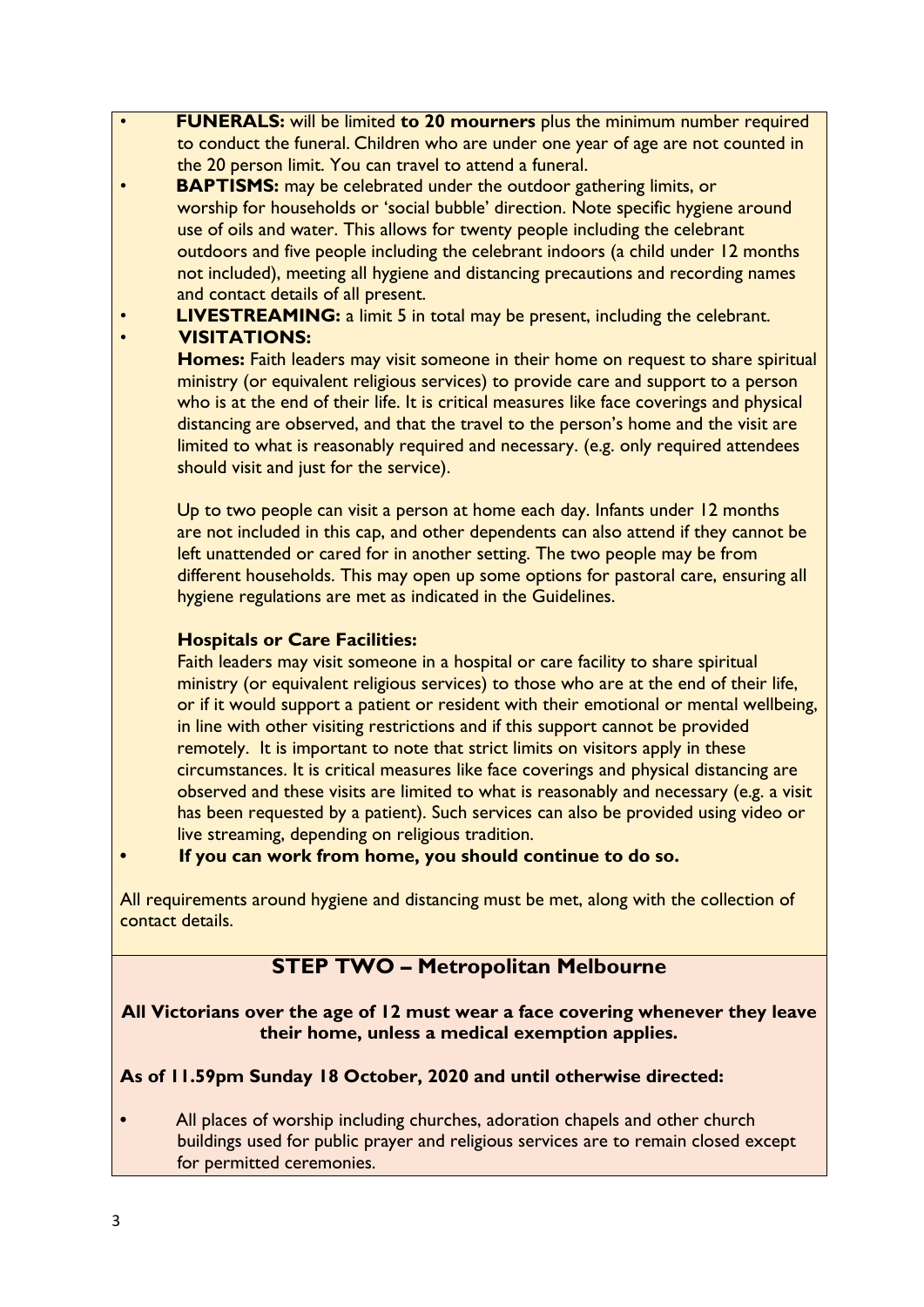- **FUNERALS:** will be limited **to 20 mourners** plus the minimum number required to conduct the funeral. Children who are under one year of age are not counted in the 20 person limit. You can travel to attend a funeral.
- **BAPTISMS:** may be celebrated under the outdoor gathering limits, or worship for households or 'social bubble' direction. Note specific hygiene around use of oils and water. This allows for twenty people including the celebrant outdoors and five people including the celebrant indoors (a child under 12 months not included), meeting all hygiene and distancing precautions and recording names and contact details of all present.
- **LIVESTREAMING:** a limit 5 in total may be present, including the celebrant.
- **VISITATIONS:**

  **Homes:** Faith leaders may visit someone in their home on request to share spiritual ministry (or equivalent religious services) to provide care and support to a person who is at the end of their life. It is critical measures like face coverings and physical distancing are observed, and that the travel to the person's home and the visit are limited to what is reasonably required and necessary. (e.g. only required attendees should visit and just for the service).

  Up to two people can visit a person at home each day. Infants under 12 months are not included in this cap, and other dependents can also attend if they cannot be left unattended or cared for in another setting. The two people may be from different households. This may open up some options for pastoral care, ensuring all hygiene regulations are met as indicated in the Guidelines.

  **Hospitals or Care Facilities:**

  Faith leaders may visit someone in a hospital or care facility to share spiritual ministry (or equivalent religious services) to those who are at the end of their life, or if it would support a patient or resident with their emotional or mental wellbeing, in line with other visiting restrictions and if this support cannot be provided remotely. It is important to note that strict limits on visitors apply in these circumstances. It is critical measures like face coverings and physical distancing are observed and these visits are limited to what is reasonably and necessary (e.g. a visit has been requested by a patient). Such services can also be provided using video or live streaming, depending on religious tradition.
- **If you can work from home, you should continue to do so.**

All requirements around hygiene and distancing must be met, along with the collection of contact details.

## STEP TWO – Metropolitan Melbourne

**All Victorians over the age of 12 must wear a face covering whenever they leave their home, unless a medical exemption applies.**

**As of 11.59pm Sunday 18 October, 2020 and until otherwise directed:**

- All places of worship including churches, adoration chapels and other church buildings used for public prayer and religious services are to remain closed except for permitted ceremonies.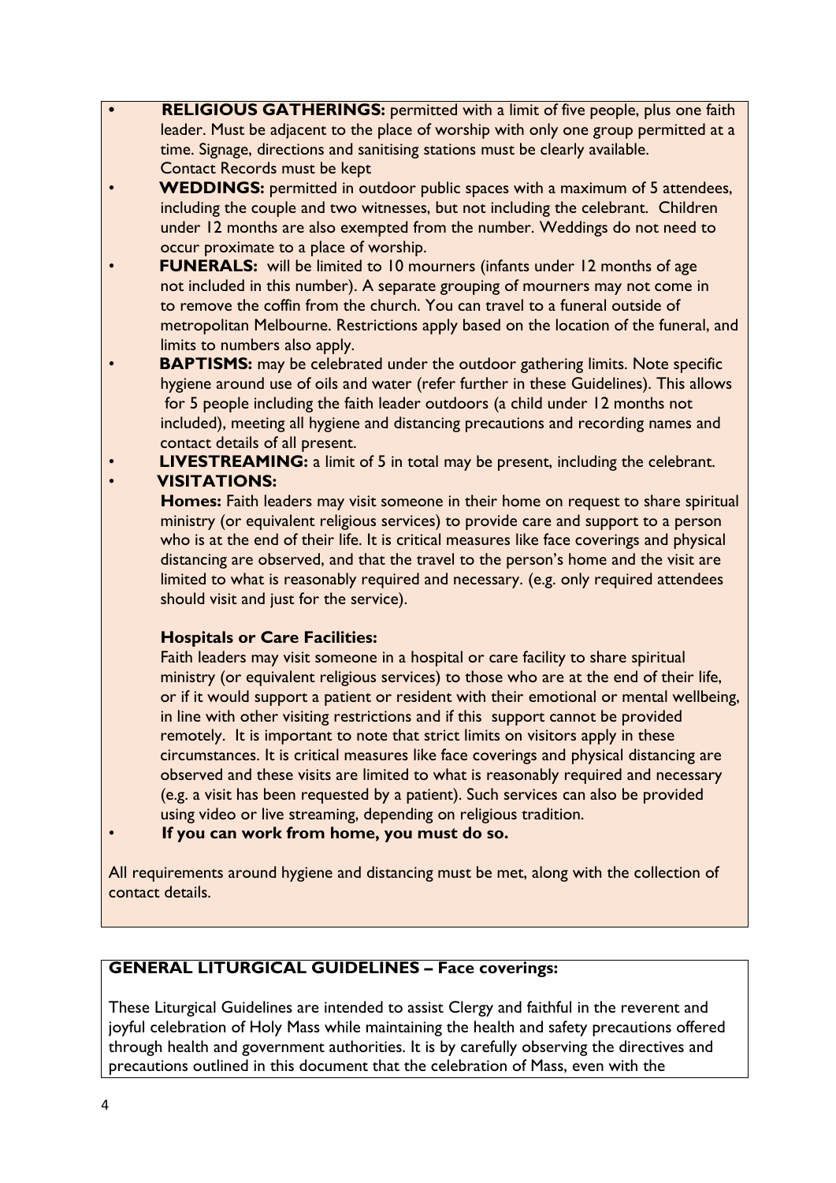- **RELIGIOUS GATHERINGS:** permitted with a limit of five people, plus one faith leader. Must be adjacent to the place of worship with only one group permitted at a time. Signage, directions and sanitising stations must be clearly available. Contact Records must be kept
- **WEDDINGS:** permitted in outdoor public spaces with a maximum of 5 attendees, including the couple and two witnesses, but not including the celebrant. Children under 12 months are also exempted from the number. Weddings do not need to occur proximate to a place of worship.
- **FUNERALS:** will be limited to 10 mourners (infants under 12 months of age not included in this number). A separate grouping of mourners may not come in to remove the coffin from the church. You can travel to a funeral outside of metropolitan Melbourne. Restrictions apply based on the location of the funeral, and limits to numbers also apply.
- **BAPTISMS:** may be celebrated under the outdoor gathering limits. Note specific hygiene around use of oils and water (refer further in these Guidelines). This allows for 5 people including the faith leader outdoors (a child under 12 months not included), meeting all hygiene and distancing precautions and recording names and contact details of all present.
- **LIVESTREAMING:** a limit of 5 in total may be present, including the celebrant.
- **VISITATIONS:**

  **Homes:** Faith leaders may visit someone in their home on request to share spiritual ministry (or equivalent religious services) to provide care and support to a person who is at the end of their life. It is critical measures like face coverings and physical distancing are observed, and that the travel to the person's home and the visit are limited to what is reasonably required and necessary. (e.g. only required attendees should visit and just for the service).

  **Hospitals or Care Facilities:**

  Faith leaders may visit someone in a hospital or care facility to share spiritual ministry (or equivalent religious services) to those who are at the end of their life, or if it would support a patient or resident with their emotional or mental wellbeing, in line with other visiting restrictions and if this support cannot be provided remotely. It is important to note that strict limits on visitors apply in these circumstances. It is critical measures like face coverings and physical distancing are observed and these visits are limited to what is reasonably required and necessary (e.g. a visit has been requested by a patient). Such services can also be provided using video or live streaming, depending on religious tradition.
- **If you can work from home, you must do so.**

All requirements around hygiene and distancing must be met, along with the collection of contact details.

## GENERAL LITURGICAL GUIDELINES – Face coverings:

These Liturgical Guidelines are intended to assist Clergy and faithful in the reverent and joyful celebration of Holy Mass while maintaining the health and safety precautions offered through health and government authorities. It is by carefully observing the directives and precautions outlined in this document that the celebration of Mass, even with the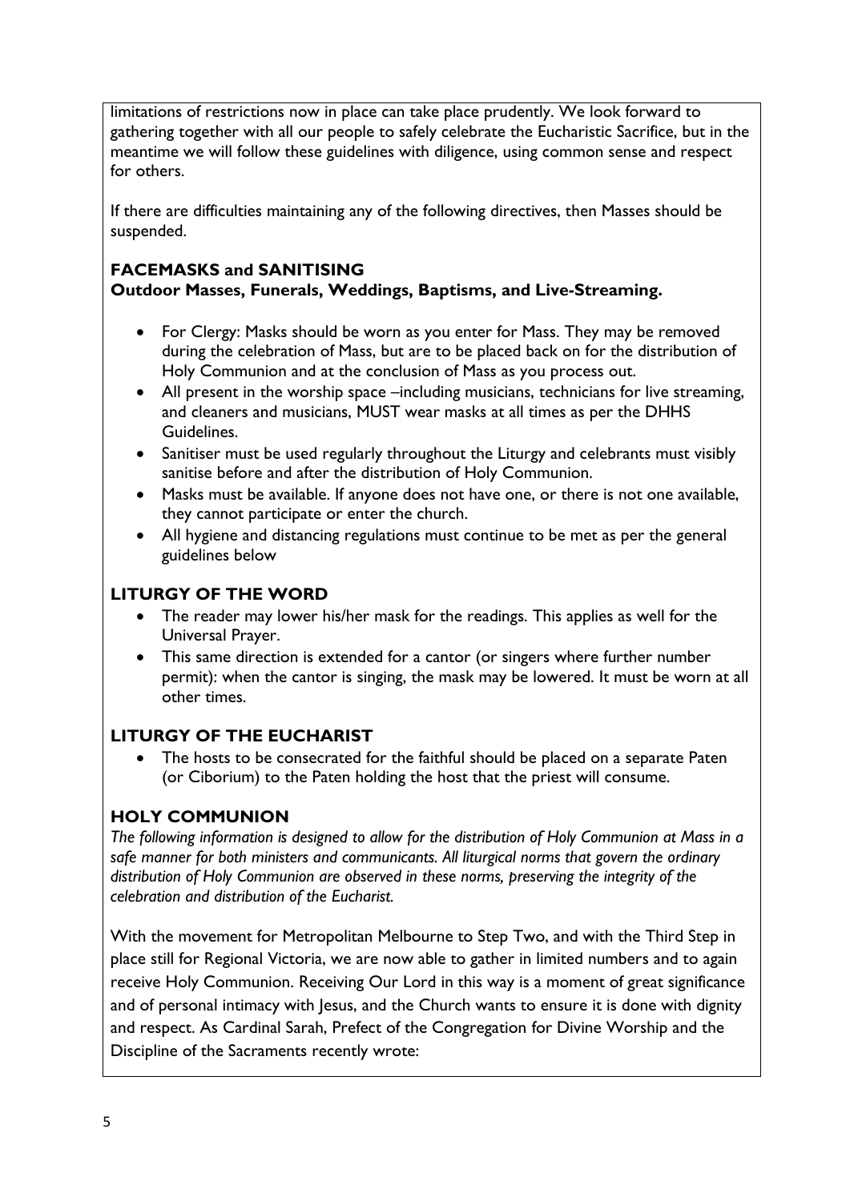limitations of restrictions now in place can take place prudently. We look forward to gathering together with all our people to safely celebrate the Eucharistic Sacrifice, but in the meantime we will follow these guidelines with diligence, using common sense and respect for others.

If there are difficulties maintaining any of the following directives, then Masses should be suspended.

**FACEMASKS and SANITISING**
**Outdoor Masses, Funerals, Weddings, Baptisms, and Live-Streaming.**

- For Clergy: Masks should be worn as you enter for Mass. They may be removed during the celebration of Mass, but are to be placed back on for the distribution of Holy Communion and at the conclusion of Mass as you process out.
- All present in the worship space –including musicians, technicians for live streaming, and cleaners and musicians, MUST wear masks at all times as per the DHHS Guidelines.
- Sanitiser must be used regularly throughout the Liturgy and celebrants must visibly sanitise before and after the distribution of Holy Communion.
- Masks must be available. If anyone does not have one, or there is not one available, they cannot participate or enter the church.
- All hygiene and distancing regulations must continue to be met as per the general guidelines below

## LITURGY OF THE WORD

- The reader may lower his/her mask for the readings. This applies as well for the Universal Prayer.
- This same direction is extended for a cantor (or singers where further number permit): when the cantor is singing, the mask may be lowered. It must be worn at all other times.

## LITURGY OF THE EUCHARIST

- The hosts to be consecrated for the faithful should be placed on a separate Paten (or Ciborium) to the Paten holding the host that the priest will consume.

## HOLY COMMUNION

*The following information is designed to allow for the distribution of Holy Communion at Mass in a safe manner for both ministers and communicants. All liturgical norms that govern the ordinary distribution of Holy Communion are observed in these norms, preserving the integrity of the celebration and distribution of the Eucharist.*

With the movement for Metropolitan Melbourne to Step Two, and with the Third Step in place still for Regional Victoria, we are now able to gather in limited numbers and to again receive Holy Communion. Receiving Our Lord in this way is a moment of great significance and of personal intimacy with Jesus, and the Church wants to ensure it is done with dignity and respect. As Cardinal Sarah, Prefect of the Congregation for Divine Worship and the Discipline of the Sacraments recently wrote: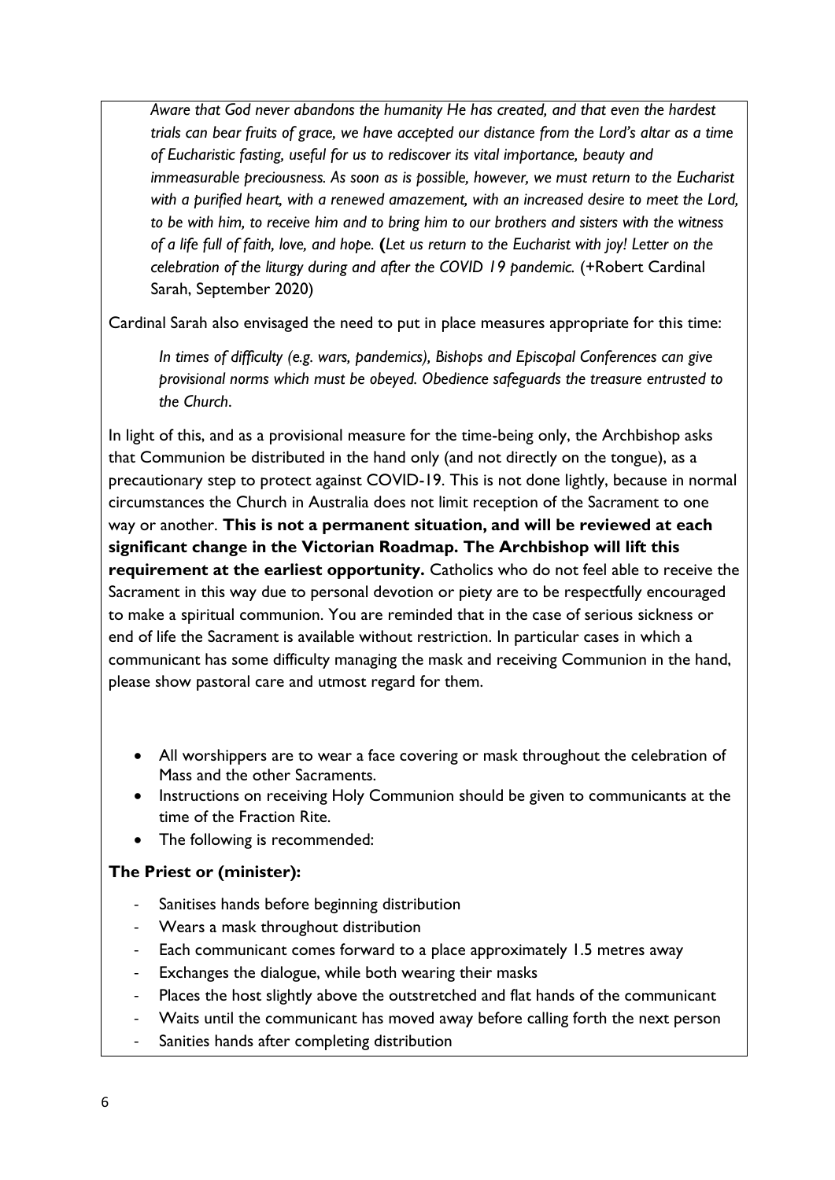*Aware that God never abandons the humanity He has created, and that even the hardest trials can bear fruits of grace, we have accepted our distance from the Lord's altar as a time of Eucharistic fasting, useful for us to rediscover its vital importance, beauty and immeasurable preciousness. As soon as is possible, however, we must return to the Eucharist with a purified heart, with a renewed amazement, with an increased desire to meet the Lord, to be with him, to receive him and to bring him to our brothers and sisters with the witness of a life full of faith, love, and hope.* **(***Let us return to the Eucharist with joy! Letter on the celebration of the liturgy during and after the COVID 19 pandemic.* (+Robert Cardinal Sarah, September 2020)

Cardinal Sarah also envisaged the need to put in place measures appropriate for this time:

> *In times of difficulty (e.g. wars, pandemics), Bishops and Episcopal Conferences can give provisional norms which must be obeyed. Obedience safeguards the treasure entrusted to the Church.*

In light of this, and as a provisional measure for the time-being only, the Archbishop asks that Communion be distributed in the hand only (and not directly on the tongue), as a precautionary step to protect against COVID-19. This is not done lightly, because in normal circumstances the Church in Australia does not limit reception of the Sacrament to one way or another. **This is not a permanent situation, and will be reviewed at each significant change in the Victorian Roadmap. The Archbishop will lift this requirement at the earliest opportunity.** Catholics who do not feel able to receive the Sacrament in this way due to personal devotion or piety are to be respectfully encouraged to make a spiritual communion. You are reminded that in the case of serious sickness or end of life the Sacrament is available without restriction. In particular cases in which a communicant has some difficulty managing the mask and receiving Communion in the hand, please show pastoral care and utmost regard for them.

- All worshippers are to wear a face covering or mask throughout the celebration of Mass and the other Sacraments.
- Instructions on receiving Holy Communion should be given to communicants at the time of the Fraction Rite.
- The following is recommended:

**The Priest or (minister):**

- Sanitises hands before beginning distribution
- Wears a mask throughout distribution
- Each communicant comes forward to a place approximately 1.5 metres away
- Exchanges the dialogue, while both wearing their masks
- Places the host slightly above the outstretched and flat hands of the communicant
- Waits until the communicant has moved away before calling forth the next person
- Sanities hands after completing distribution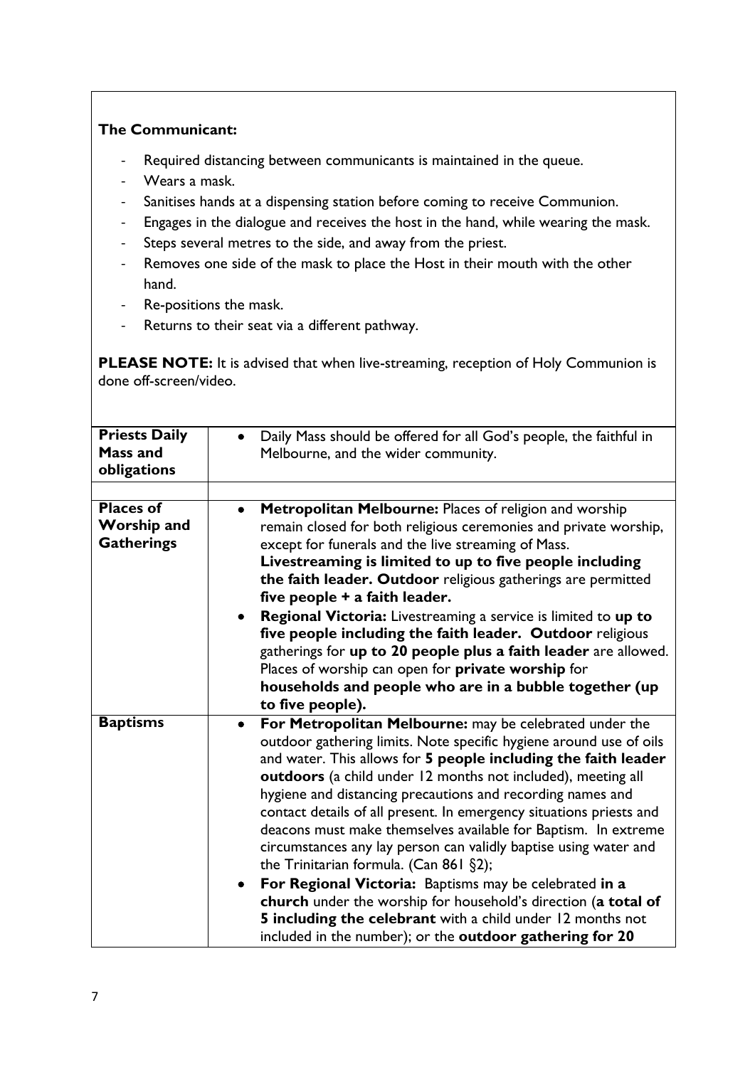**The Communicant:**

- Required distancing between communicants is maintained in the queue.
- Wears a mask.
- Sanitises hands at a dispensing station before coming to receive Communion.
- Engages in the dialogue and receives the host in the hand, while wearing the mask.
- Steps several metres to the side, and away from the priest.
- Removes one side of the mask to place the Host in their mouth with the other hand.
- Re-positions the mask.
- Returns to their seat via a different pathway.

**PLEASE NOTE:** It is advised that when live-streaming, reception of Holy Communion is done off-screen/video.

| | |
|---|---|
| **Priests Daily Mass and obligations** | • Daily Mass should be offered for all God's people, the faithful in Melbourne, and the wider community. |
| | |
| **Places of Worship and Gatherings** | • **Metropolitan Melbourne:** Places of religion and worship remain closed for both religious ceremonies and private worship, except for funerals and the live streaming of Mass. **Livestreaming is limited to up to five people including the faith leader. Outdoor** religious gatherings are permitted **five people + a faith leader.**<br>• **Regional Victoria:** Livestreaming a service is limited to **up to five people including the faith leader. Outdoor** religious gatherings for **up to 20 people plus a faith leader** are allowed. Places of worship can open for **private worship** for **households and people who are in a bubble together (up to five people).** |
| **Baptisms** | • **For Metropolitan Melbourne:** may be celebrated under the outdoor gathering limits. Note specific hygiene around use of oils and water. This allows for **5 people including the faith leader outdoors** (a child under 12 months not included), meeting all hygiene and distancing precautions and recording names and contact details of all present. In emergency situations priests and deacons must make themselves available for Baptism. In extreme circumstances any lay person can validly baptise using water and the Trinitarian formula. (Can 861 §2);<br>• **For Regional Victoria:** Baptisms may be celebrated **in a church** under the worship for household's direction (**a total of 5 including the celebrant** with a child under 12 months not included in the number); or the **outdoor gathering for 20** |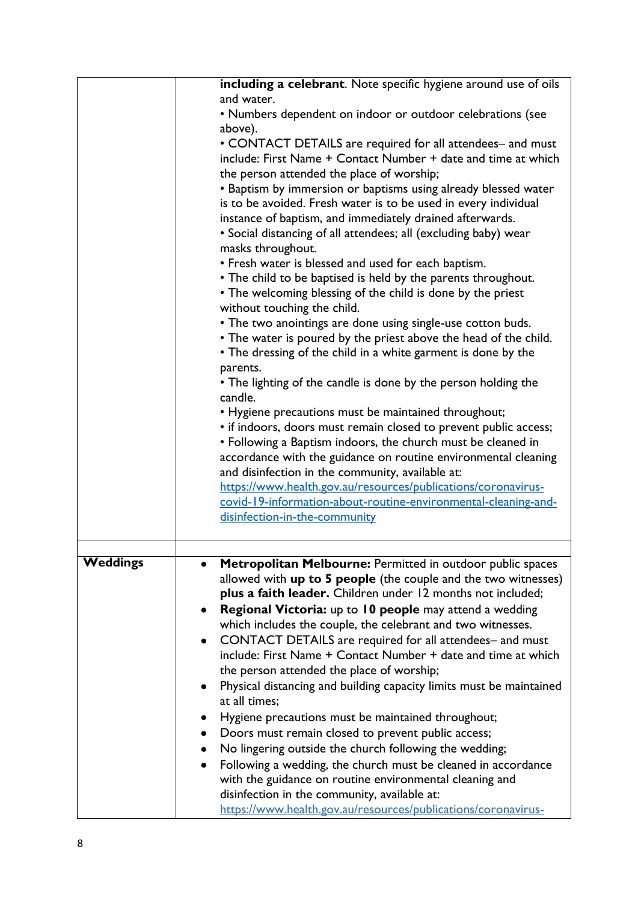| | |
|---|---|
| | **including a celebrant**. Note specific hygiene around use of oils and water.<br>• Numbers dependent on indoor or outdoor celebrations (see above).<br>• CONTACT DETAILS are required for all attendees– and must include: First Name + Contact Number + date and time at which the person attended the place of worship;<br>• Baptism by immersion or baptisms using already blessed water is to be avoided. Fresh water is to be used in every individual instance of baptism, and immediately drained afterwards.<br>• Social distancing of all attendees; all (excluding baby) wear masks throughout.<br>• Fresh water is blessed and used for each baptism.<br>• The child to be baptised is held by the parents throughout.<br>• The welcoming blessing of the child is done by the priest without touching the child.<br>• The two anointings are done using single-use cotton buds.<br>• The water is poured by the priest above the head of the child.<br>• The dressing of the child in a white garment is done by the parents.<br>• The lighting of the candle is done by the person holding the candle.<br>• Hygiene precautions must be maintained throughout;<br>• if indoors, doors must remain closed to prevent public access;<br>• Following a Baptism indoors, the church must be cleaned in accordance with the guidance on routine environmental cleaning and disinfection in the community, available at: https://www.health.gov.au/resources/publications/coronavirus-covid-19-information-about-routine-environmental-cleaning-and-disinfection-in-the-community |
| | |
| **Weddings** | • **Metropolitan Melbourne:** Permitted in outdoor public spaces allowed with **up to 5 people** (the couple and the two witnesses) **plus a faith leader.** Children under 12 months not included;<br>• **Regional Victoria:** up to **10 people** may attend a wedding which includes the couple, the celebrant and two witnesses.<br>• CONTACT DETAILS are required for all attendees– and must include: First Name + Contact Number + date and time at which the person attended the place of worship;<br>• Physical distancing and building capacity limits must be maintained at all times;<br>• Hygiene precautions must be maintained throughout;<br>• Doors must remain closed to prevent public access;<br>• No lingering outside the church following the wedding;<br>• Following a wedding, the church must be cleaned in accordance with the guidance on routine environmental cleaning and disinfection in the community, available at: https://www.health.gov.au/resources/publications/coronavirus- |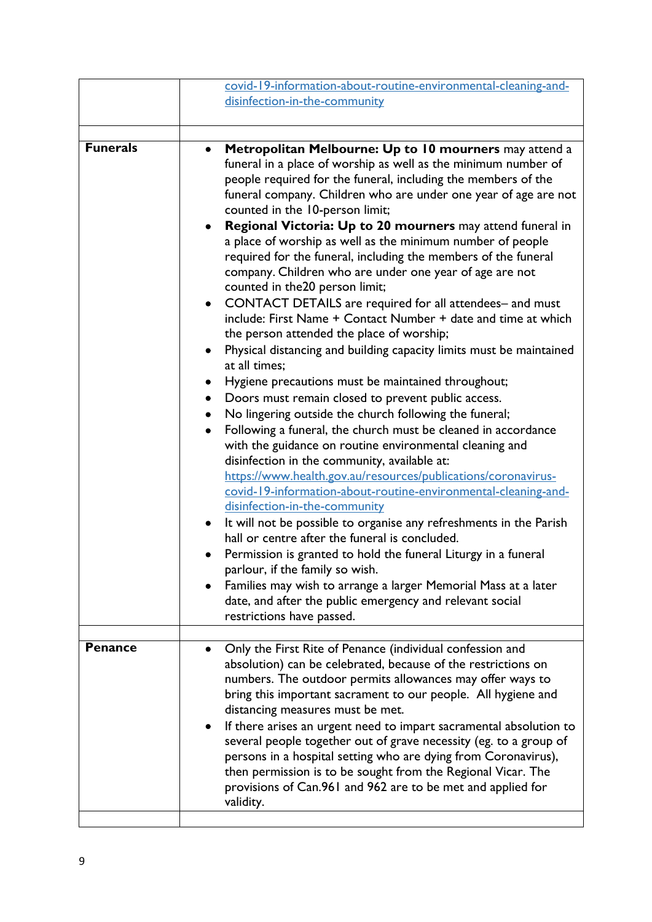| | |
|---|---|
| | covid-19-information-about-routine-environmental-cleaning-and-disinfection-in-the-community |
| | |
| **Funerals** | • **Metropolitan Melbourne: Up to 10 mourners** may attend a funeral in a place of worship as well as the minimum number of people required for the funeral, including the members of the funeral company. Children who are under one year of age are not counted in the 10-person limit;<br>• **Regional Victoria: Up to 20 mourners** may attend funeral in a place of worship as well as the minimum number of people required for the funeral, including the members of the funeral company. Children who are under one year of age are not counted in the20 person limit;<br>• CONTACT DETAILS are required for all attendees– and must include: First Name + Contact Number + date and time at which the person attended the place of worship;<br>• Physical distancing and building capacity limits must be maintained at all times;<br>• Hygiene precautions must be maintained throughout;<br>• Doors must remain closed to prevent public access.<br>• No lingering outside the church following the funeral;<br>• Following a funeral, the church must be cleaned in accordance with the guidance on routine environmental cleaning and disinfection in the community, available at: https://www.health.gov.au/resources/publications/coronavirus-covid-19-information-about-routine-environmental-cleaning-and-disinfection-in-the-community<br>• It will not be possible to organise any refreshments in the Parish hall or centre after the funeral is concluded.<br>• Permission is granted to hold the funeral Liturgy in a funeral parlour, if the family so wish.<br>• Families may wish to arrange a larger Memorial Mass at a later date, and after the public emergency and relevant social restrictions have passed. |
| | |
| **Penance** | • Only the First Rite of Penance (individual confession and absolution) can be celebrated, because of the restrictions on numbers. The outdoor permits allowances may offer ways to bring this important sacrament to our people. All hygiene and distancing measures must be met.<br>• If there arises an urgent need to impart sacramental absolution to several people together out of grave necessity (eg. to a group of persons in a hospital setting who are dying from Coronavirus), then permission is to be sought from the Regional Vicar. The provisions of Can.961 and 962 are to be met and applied for validity. |
| | |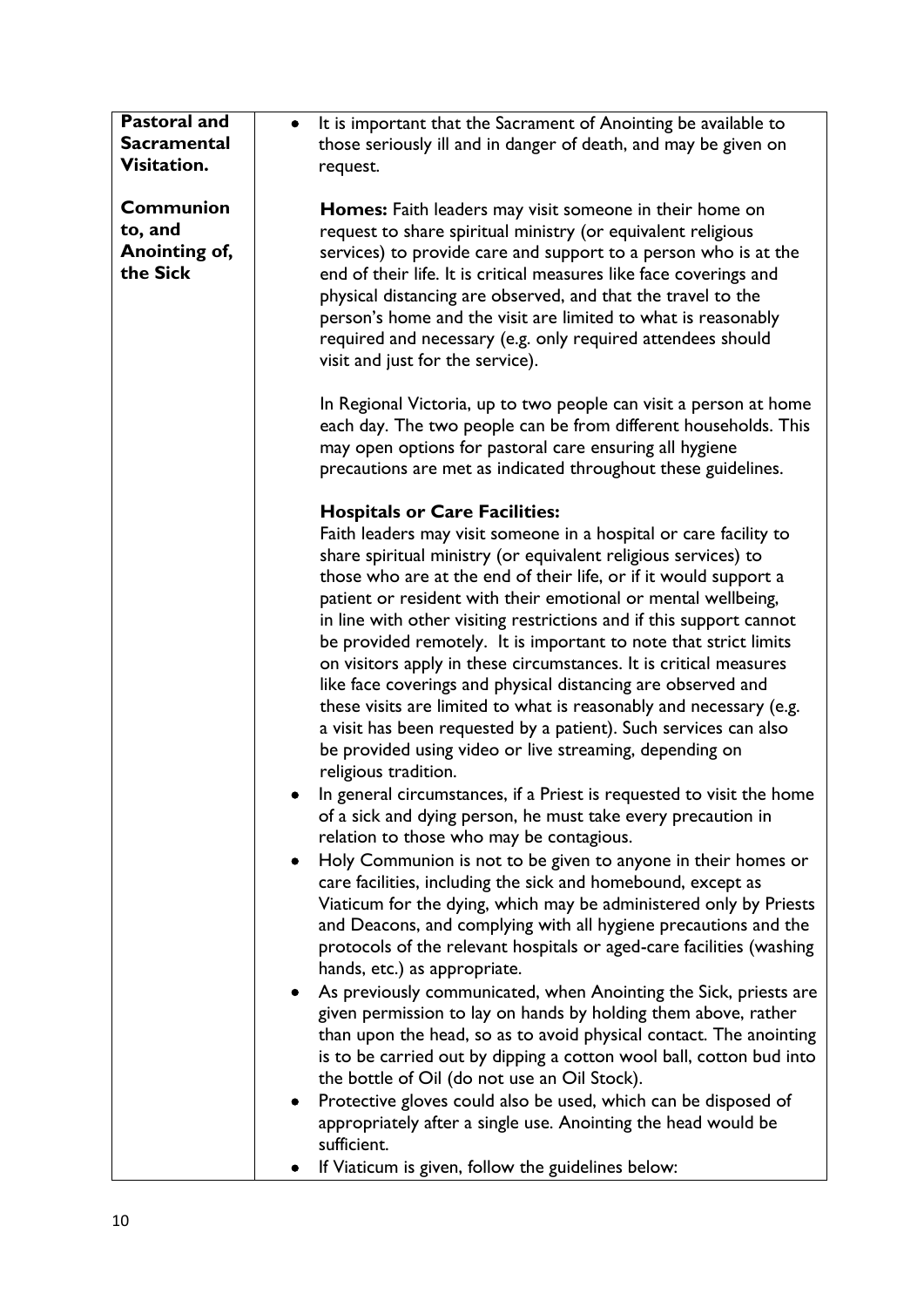| **Pastoral and Sacramental Visitation.**<br><br>**Communion to, and Anointing of, the Sick** | • It is important that the Sacrament of Anointing be available to those seriously ill and in danger of death, and may be given on request.<br><br>**Homes:** Faith leaders may visit someone in their home on request to share spiritual ministry (or equivalent religious services) to provide care and support to a person who is at the end of their life. It is critical measures like face coverings and physical distancing are observed, and that the travel to the person's home and the visit are limited to what is reasonably required and necessary (e.g. only required attendees should visit and just for the service).<br><br>In Regional Victoria, up to two people can visit a person at home each day. The two people can be from different households. This may open options for pastoral care ensuring all hygiene precautions are met as indicated throughout these guidelines.<br><br>**Hospitals or Care Facilities:**<br>Faith leaders may visit someone in a hospital or care facility to share spiritual ministry (or equivalent religious services) to those who are at the end of their life, or if it would support a patient or resident with their emotional or mental wellbeing, in line with other visiting restrictions and if this support cannot be provided remotely. It is important to note that strict limits on visitors apply in these circumstances. It is critical measures like face coverings and physical distancing are observed and these visits are limited to what is reasonably and necessary (e.g. a visit has been requested by a patient). Such services can also be provided using video or live streaming, depending on religious tradition.<br>• In general circumstances, if a Priest is requested to visit the home of a sick and dying person, he must take every precaution in relation to those who may be contagious.<br>• Holy Communion is not to be given to anyone in their homes or care facilities, including the sick and homebound, except as Viaticum for the dying, which may be administered only by Priests and Deacons, and complying with all hygiene precautions and the protocols of the relevant hospitals or aged-care facilities (washing hands, etc.) as appropriate.<br>• As previously communicated, when Anointing the Sick, priests are given permission to lay on hands by holding them above, rather than upon the head, so as to avoid physical contact. The anointing is to be carried out by dipping a cotton wool ball, cotton bud into the bottle of Oil (do not use an Oil Stock).<br>• Protective gloves could also be used, which can be disposed of appropriately after a single use. Anointing the head would be sufficient.<br>• If Viaticum is given, follow the guidelines below: |
|---|---|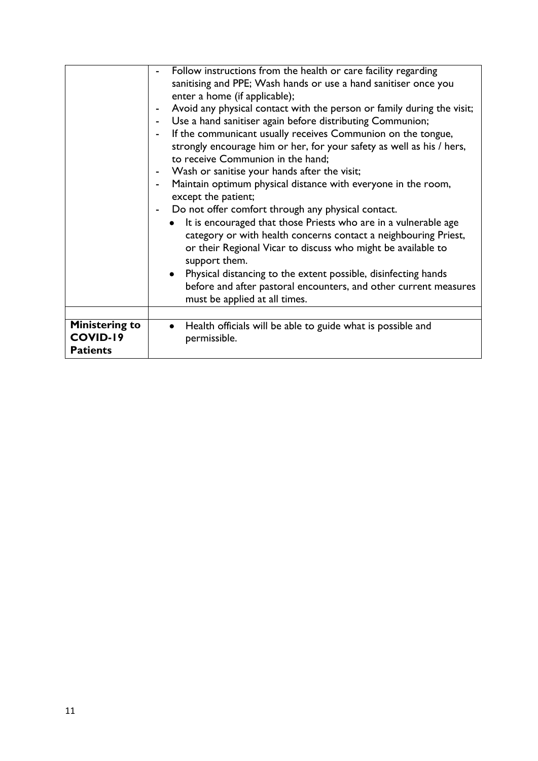| | |
|---|---|
| | - Follow instructions from the health or care facility regarding sanitising and PPE; Wash hands or use a hand sanitiser once you enter a home (if applicable);<br>- Avoid any physical contact with the person or family during the visit;<br>- Use a hand sanitiser again before distributing Communion;<br>- If the communicant usually receives Communion on the tongue, strongly encourage him or her, for your safety as well as his / hers, to receive Communion in the hand;<br>- Wash or sanitise your hands after the visit;<br>- Maintain optimum physical distance with everyone in the room, except the patient;<br>- Do not offer comfort through any physical contact.<br>• It is encouraged that those Priests who are in a vulnerable age category or with health concerns contact a neighbouring Priest, or their Regional Vicar to discuss who might be available to support them.<br>• Physical distancing to the extent possible, disinfecting hands before and after pastoral encounters, and other current measures must be applied at all times. |
| | |
| **Ministering to COVID-19 Patients** | • Health officials will be able to guide what is possible and permissible. |